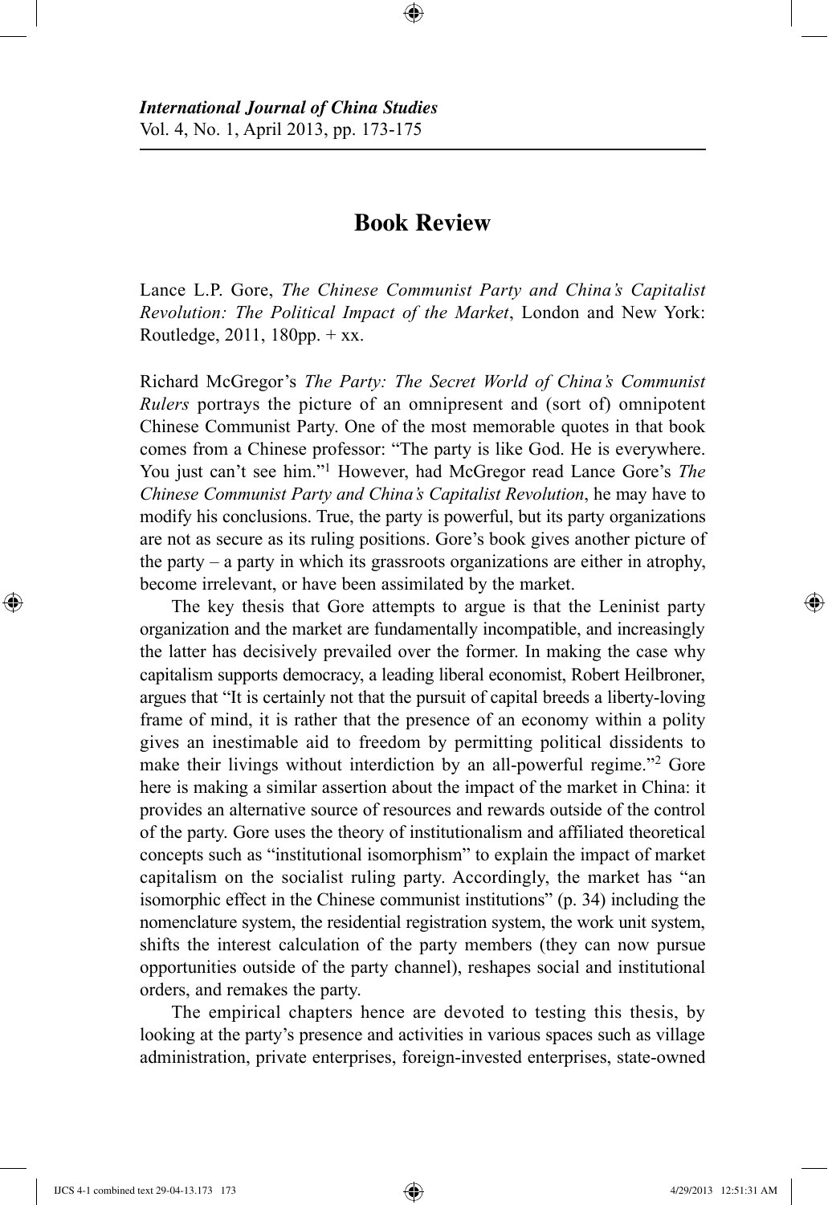# Book Review

Lance L.P. Gore, *The Chinese Communist Party and China's Capitalist Revolution: The Political Impact of the Market*, London and New York: Routledge, 2011, 180pp. + xx.

Richard McGregor's *The Party: The Secret World of China's Communist Rulers* portrays the picture of an omnipresent and (sort of) omnipotent Chinese Communist Party. One of the most memorable quotes in that book comes from a Chinese professor: "The party is like God. He is everywhere. You just can't see him."[1] However, had McGregor read Lance Gore's *The Chinese Communist Party and China's Capitalist Revolution*, he may have to modify his conclusions. True, the party is powerful, but its party organizations are not as secure as its ruling positions. Gore's book gives another picture of the party – a party in which its grassroots organizations are either in atrophy, become irrelevant, or have been assimilated by the market.

The key thesis that Gore attempts to argue is that the Leninist party organization and the market are fundamentally incompatible, and increasingly the latter has decisively prevailed over the former. In making the case why capitalism supports democracy, a leading liberal economist, Robert Heilbroner, argues that "It is certainly not that the pursuit of capital breeds a liberty-loving frame of mind, it is rather that the presence of an economy within a polity gives an inestimable aid to freedom by permitting political dissidents to make their livings without interdiction by an all-powerful regime."[2] Gore here is making a similar assertion about the impact of the market in China: it provides an alternative source of resources and rewards outside of the control of the party. Gore uses the theory of institutionalism and affiliated theoretical concepts such as "institutional isomorphism" to explain the impact of market capitalism on the socialist ruling party. Accordingly, the market has "an isomorphic effect in the Chinese communist institutions" (p. 34) including the nomenclature system, the residential registration system, the work unit system, shifts the interest calculation of the party members (they can now pursue opportunities outside of the party channel), reshapes social and institutional orders, and remakes the party.

The empirical chapters hence are devoted to testing this thesis, by looking at the party's presence and activities in various spaces such as village administration, private enterprises, foreign-invested enterprises, state-owned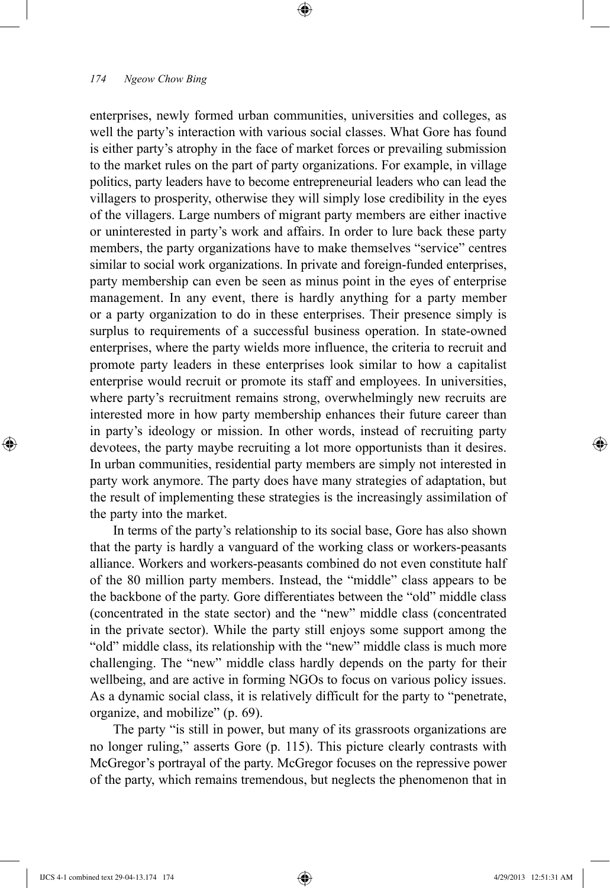enterprises, newly formed urban communities, universities and colleges, as well the party's interaction with various social classes. What Gore has found is either party's atrophy in the face of market forces or prevailing submission to the market rules on the part of party organizations. For example, in village politics, party leaders have to become entrepreneurial leaders who can lead the villagers to prosperity, otherwise they will simply lose credibility in the eyes of the villagers. Large numbers of migrant party members are either inactive or uninterested in party's work and affairs. In order to lure back these party members, the party organizations have to make themselves "service" centres similar to social work organizations. In private and foreign-funded enterprises, party membership can even be seen as minus point in the eyes of enterprise management. In any event, there is hardly anything for a party member or a party organization to do in these enterprises. Their presence simply is surplus to requirements of a successful business operation. In state-owned enterprises, where the party wields more influence, the criteria to recruit and promote party leaders in these enterprises look similar to how a capitalist enterprise would recruit or promote its staff and employees. In universities, where party's recruitment remains strong, overwhelmingly new recruits are interested more in how party membership enhances their future career than in party's ideology or mission. In other words, instead of recruiting party devotees, the party maybe recruiting a lot more opportunists than it desires. In urban communities, residential party members are simply not interested in party work anymore. The party does have many strategies of adaptation, but the result of implementing these strategies is the increasingly assimilation of the party into the market.

In terms of the party's relationship to its social base, Gore has also shown that the party is hardly a vanguard of the working class or workers-peasants alliance. Workers and workers-peasants combined do not even constitute half of the 80 million party members. Instead, the "middle" class appears to be the backbone of the party. Gore differentiates between the "old" middle class (concentrated in the state sector) and the "new" middle class (concentrated in the private sector). While the party still enjoys some support among the "old" middle class, its relationship with the "new" middle class is much more challenging. The "new" middle class hardly depends on the party for their wellbeing, and are active in forming NGOs to focus on various policy issues. As a dynamic social class, it is relatively difficult for the party to "penetrate, organize, and mobilize" (p. 69).

The party "is still in power, but many of its grassroots organizations are no longer ruling," asserts Gore (p. 115). This picture clearly contrasts with McGregor's portrayal of the party. McGregor focuses on the repressive power of the party, which remains tremendous, but neglects the phenomenon that in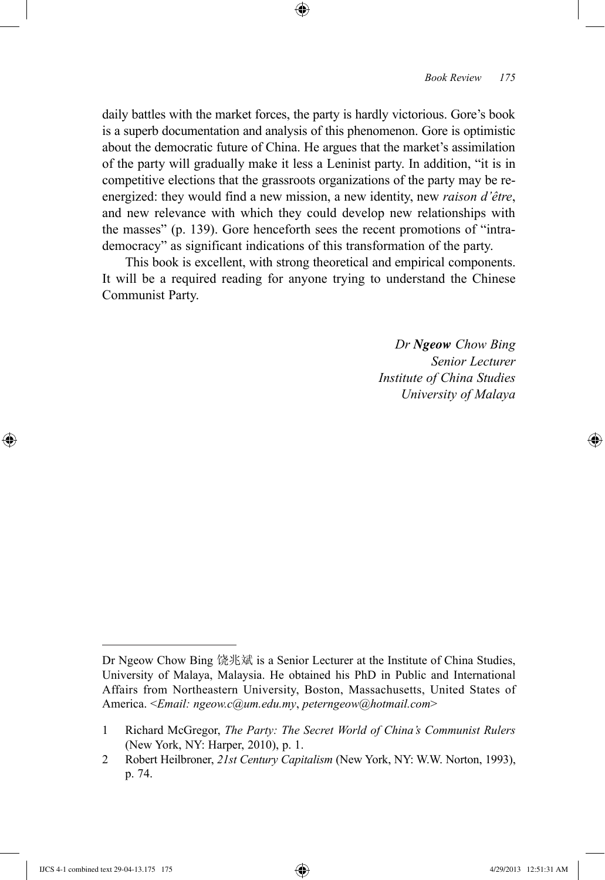daily battles with the market forces, the party is hardly victorious. Gore's book is a superb documentation and analysis of this phenomenon. Gore is optimistic about the democratic future of China. He argues that the market's assimilation of the party will gradually make it less a Leninist party. In addition, "it is in competitive elections that the grassroots organizations of the party may be re-energized: they would find a new mission, a new identity, new *raison d'être*, and new relevance with which they could develop new relationships with the masses" (p. 139). Gore henceforth sees the recent promotions of "intra-democracy" as significant indications of this transformation of the party.

This book is excellent, with strong theoretical and empirical components. It will be a required reading for anyone trying to understand the Chinese Communist Party.

*Dr **Ngeow** Chow Bing*
*Senior Lecturer*
*Institute of China Studies*
*University of Malaya*

---

Dr Ngeow Chow Bing 饶兆斌 is a Senior Lecturer at the Institute of China Studies, University of Malaya, Malaysia. He obtained his PhD in Public and International Affairs from Northeastern University, Boston, Massachusetts, United States of America. <*Email: ngeow.c@um.edu.my*, *peterngeow@hotmail.com*>

1 Richard McGregor, *The Party: The Secret World of China's Communist Rulers* (New York, NY: Harper, 2010), p. 1.

2 Robert Heilbroner, *21st Century Capitalism* (New York, NY: W.W. Norton, 1993), p. 74.